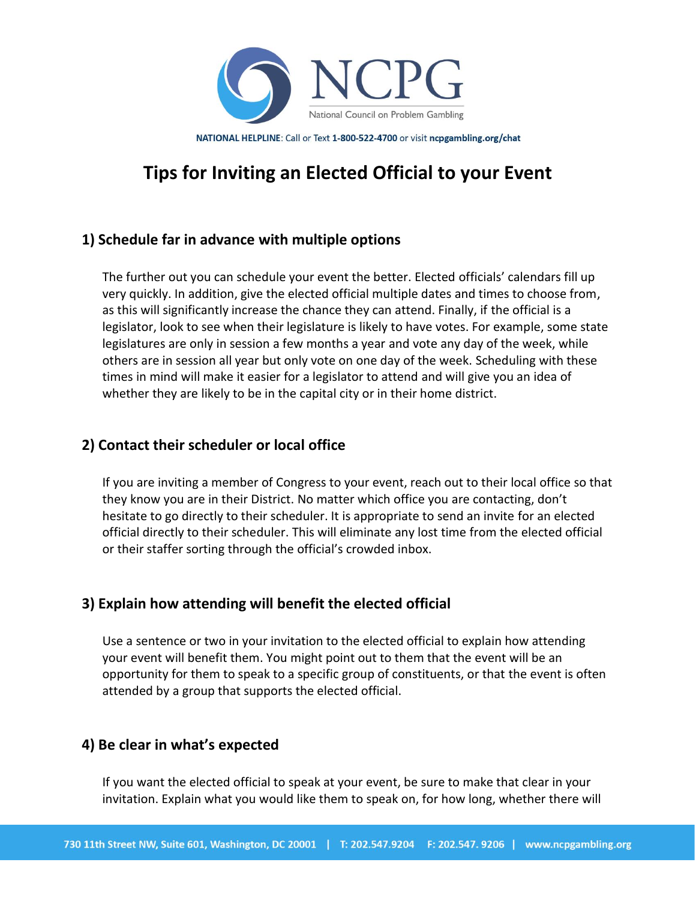NCPG

National Council on Problem Gambling

**NATIONAL HELPLINE**: Call or Text **1-800-522-4700** or visit **ncpgambling.org/chat**

# Tips for Inviting an Elected Official to your Event

## 1) Schedule far in advance with multiple options

The further out you can schedule your event the better. Elected officials' calendars fill up very quickly. In addition, give the elected official multiple dates and times to choose from, as this will significantly increase the chance they can attend. Finally, if the official is a legislator, look to see when their legislature is likely to have votes. For example, some state legislatures are only in session a few months a year and vote any day of the week, while others are in session all year but only vote on one day of the week. Scheduling with these times in mind will make it easier for a legislator to attend and will give you an idea of whether they are likely to be in the capital city or in their home district.

## 2) Contact their scheduler or local office

If you are inviting a member of Congress to your event, reach out to their local office so that they know you are in their District. No matter which office you are contacting, don't hesitate to go directly to their scheduler. It is appropriate to send an invite for an elected official directly to their scheduler. This will eliminate any lost time from the elected official or their staffer sorting through the official's crowded inbox.

## 3) Explain how attending will benefit the elected official

Use a sentence or two in your invitation to the elected official to explain how attending your event will benefit them. You might point out to them that the event will be an opportunity for them to speak to a specific group of constituents, or that the event is often attended by a group that supports the elected official.

## 4) Be clear in what's expected

If you want the elected official to speak at your event, be sure to make that clear in your invitation. Explain what you would like them to speak on, for how long, whether there will

730 11th Street NW, Suite 601, Washington, DC 20001 | T: 202.547.9204 F: 202.547. 9206 | www.ncpgambling.org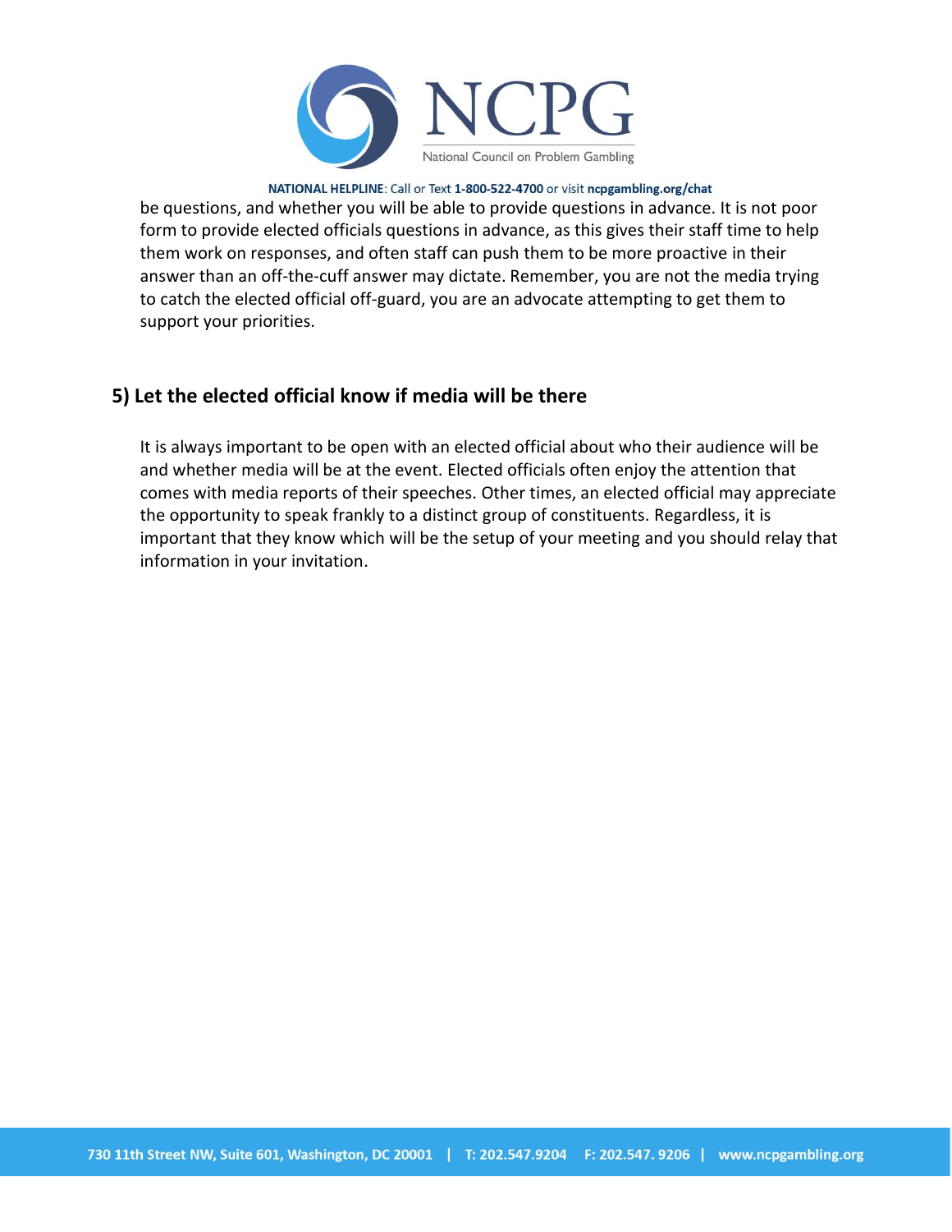be questions, and whether you will be able to provide questions in advance. It is not poor form to provide elected officials questions in advance, as this gives their staff time to help them work on responses, and often staff can push them to be more proactive in their answer than an off-the-cuff answer may dictate. Remember, you are not the media trying to catch the elected official off-guard, you are an advocate attempting to get them to support your priorities.

## 5) Let the elected official know if media will be there

It is always important to be open with an elected official about who their audience will be and whether media will be at the event. Elected officials often enjoy the attention that comes with media reports of their speeches. Other times, an elected official may appreciate the opportunity to speak frankly to a distinct group of constituents. Regardless, it is important that they know which will be the setup of your meeting and you should relay that information in your invitation.